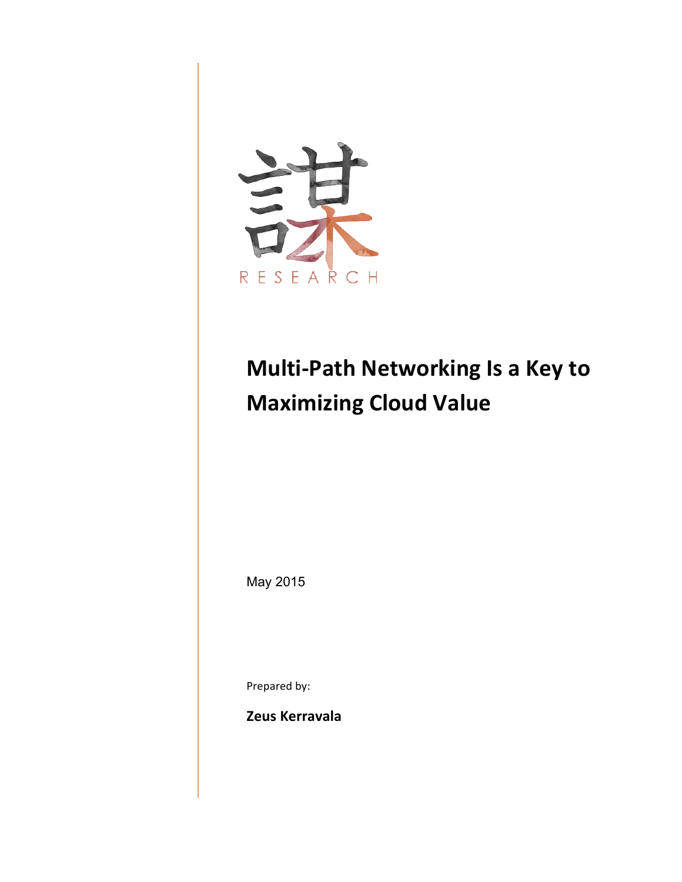RESEARCH

# Multi-Path Networking Is a Key to Maximizing Cloud Value

May 2015

Prepared by:

**Zeus Kerravala**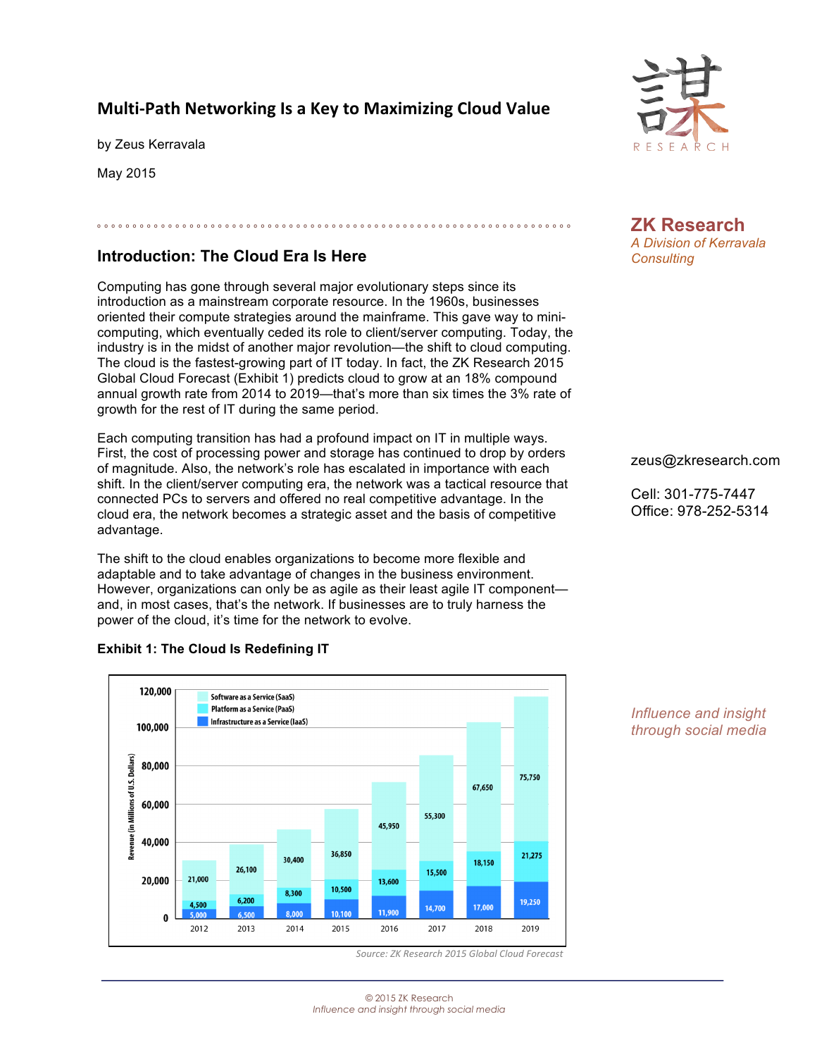# Multi-Path Networking Is a Key to Maximizing Cloud Value

by Zeus Kerravala

May 2015

**ZK Research**
*A Division of Kerravala Consulting*

zeus@zkresearch.com

Cell: 301-775-7447
Office: 978-252-5314

*Influence and insight through social media*

## Introduction: The Cloud Era Is Here

Computing has gone through several major evolutionary steps since its introduction as a mainstream corporate resource. In the 1960s, businesses oriented their compute strategies around the mainframe. This gave way to mini-computing, which eventually ceded its role to client/server computing. Today, the industry is in the midst of another major revolution—the shift to cloud computing. The cloud is the fastest-growing part of IT today. In fact, the ZK Research 2015 Global Cloud Forecast (Exhibit 1) predicts cloud to grow at an 18% compound annual growth rate from 2014 to 2019—that's more than six times the 3% rate of growth for the rest of IT during the same period.

Each computing transition has had a profound impact on IT in multiple ways. First, the cost of processing power and storage has continued to drop by orders of magnitude. Also, the network's role has escalated in importance with each shift. In the client/server computing era, the network was a tactical resource that connected PCs to servers and offered no real competitive advantage. In the cloud era, the network becomes a strategic asset and the basis of competitive advantage.

The shift to the cloud enables organizations to become more flexible and adaptable and to take advantage of changes in the business environment. However, organizations can only be as agile as their least agile IT component—and, in most cases, that's the network. If businesses are to truly harness the power of the cloud, it's time for the network to evolve.

**Exhibit 1: The Cloud Is Redefining IT**

Revenue (in Millions of U.S. Dollars)

| Year | Infrastructure as a Service (IaaS) | Platform as a Service (PaaS) | Software as a Service (SaaS) |
|---|---|---|---|
| 2012 | 5,000 | 4,500 | 21,000 |
| 2013 | 6,500 | 6,200 | 26,100 |
| 2014 | 8,000 | 8,300 | 30,400 |
| 2015 | 10,100 | 10,500 | 36,850 |
| 2016 | 11,900 | 13,600 | 45,950 |
| 2017 | 14,700 | 15,500 | 55,300 |
| 2018 | 17,000 | 18,150 | 67,650 |
| 2019 | 19,250 | 21,275 | 75,750 |

*Source: ZK Research 2015 Global Cloud Forecast*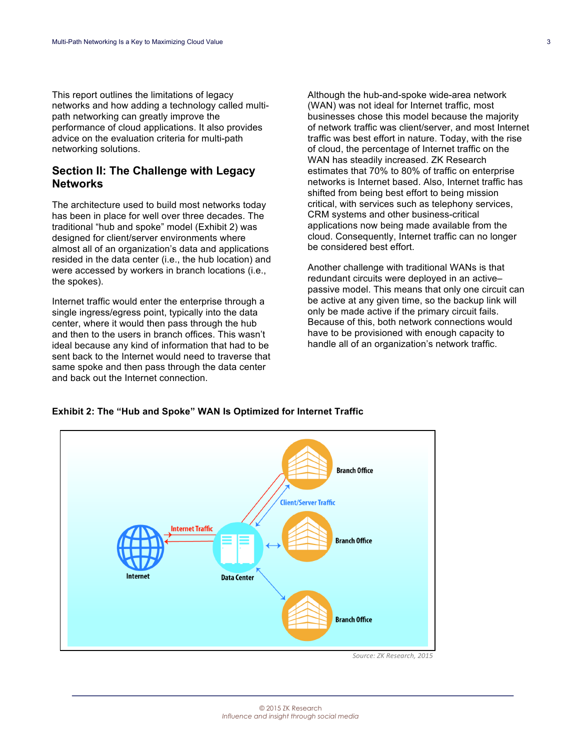This report outlines the limitations of legacy networks and how adding a technology called multi-path networking can greatly improve the performance of cloud applications. It also provides advice on the evaluation criteria for multi-path networking solutions.

## Section II: The Challenge with Legacy Networks

The architecture used to build most networks today has been in place for well over three decades. The traditional "hub and spoke" model (Exhibit 2) was designed for client/server environments where almost all of an organization's data and applications resided in the data center (i.e., the hub location) and were accessed by workers in branch locations (i.e., the spokes).

Internet traffic would enter the enterprise through a single ingress/egress point, typically into the data center, where it would then pass through the hub and then to the users in branch offices. This wasn't ideal because any kind of information that had to be sent back to the Internet would need to traverse that same spoke and then pass through the data center and back out the Internet connection.

Although the hub-and-spoke wide-area network (WAN) was not ideal for Internet traffic, most businesses chose this model because the majority of network traffic was client/server, and most Internet traffic was best effort in nature. Today, with the rise of cloud, the percentage of Internet traffic on the WAN has steadily increased. ZK Research estimates that 70% to 80% of traffic on enterprise networks is Internet based. Also, Internet traffic has shifted from being best effort to being mission critical, with services such as telephony services, CRM systems and other business-critical applications now being made available from the cloud. Consequently, Internet traffic can no longer be considered best effort.

Another challenge with traditional WANs is that redundant circuits were deployed in an active–passive model. This means that only one circuit can be active at any given time, so the backup link will only be made active if the primary circuit fails. Because of this, both network connections would have to be provisioned with enough capacity to handle all of an organization's network traffic.

**Exhibit 2: The "Hub and Spoke" WAN Is Optimized for Internet Traffic**

Internet | Internet Traffic | Data Center | Client/Server Traffic | Branch Office | Branch Office | Branch Office

*Source: ZK Research, 2015*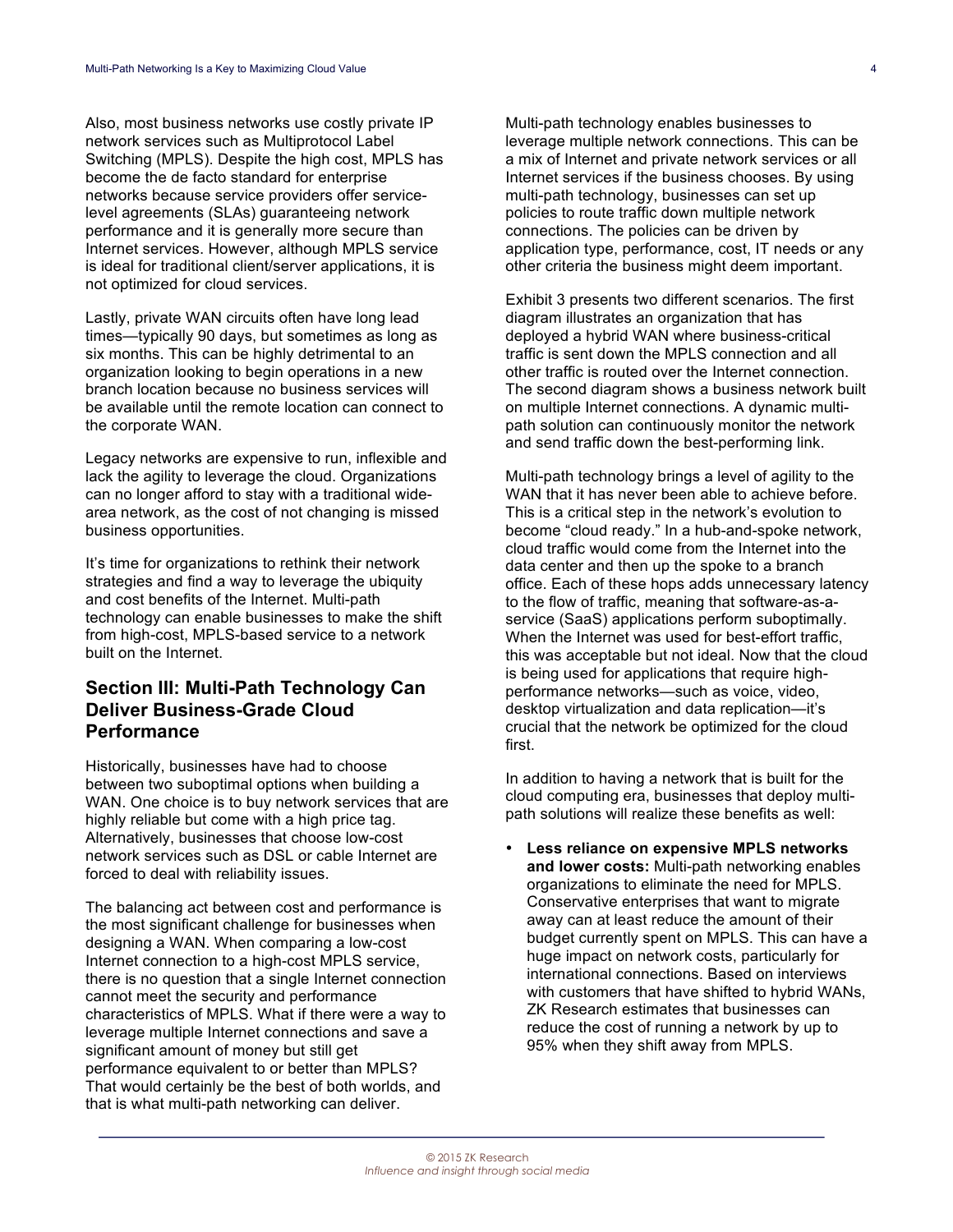Also, most business networks use costly private IP network services such as Multiprotocol Label Switching (MPLS). Despite the high cost, MPLS has become the de facto standard for enterprise networks because service providers offer service-level agreements (SLAs) guaranteeing network performance and it is generally more secure than Internet services. However, although MPLS service is ideal for traditional client/server applications, it is not optimized for cloud services.

Lastly, private WAN circuits often have long lead times—typically 90 days, but sometimes as long as six months. This can be highly detrimental to an organization looking to begin operations in a new branch location because no business services will be available until the remote location can connect to the corporate WAN.

Legacy networks are expensive to run, inflexible and lack the agility to leverage the cloud. Organizations can no longer afford to stay with a traditional wide-area network, as the cost of not changing is missed business opportunities.

It's time for organizations to rethink their network strategies and find a way to leverage the ubiquity and cost benefits of the Internet. Multi-path technology can enable businesses to make the shift from high-cost, MPLS-based service to a network built on the Internet.

## Section III: Multi-Path Technology Can Deliver Business-Grade Cloud Performance

Historically, businesses have had to choose between two suboptimal options when building a WAN. One choice is to buy network services that are highly reliable but come with a high price tag. Alternatively, businesses that choose low-cost network services such as DSL or cable Internet are forced to deal with reliability issues.

The balancing act between cost and performance is the most significant challenge for businesses when designing a WAN. When comparing a low-cost Internet connection to a high-cost MPLS service, there is no question that a single Internet connection cannot meet the security and performance characteristics of MPLS. What if there were a way to leverage multiple Internet connections and save a significant amount of money but still get performance equivalent to or better than MPLS? That would certainly be the best of both worlds, and that is what multi-path networking can deliver.

Multi-path technology enables businesses to leverage multiple network connections. This can be a mix of Internet and private network services or all Internet services if the business chooses. By using multi-path technology, businesses can set up policies to route traffic down multiple network connections. The policies can be driven by application type, performance, cost, IT needs or any other criteria the business might deem important.

Exhibit 3 presents two different scenarios. The first diagram illustrates an organization that has deployed a hybrid WAN where business-critical traffic is sent down the MPLS connection and all other traffic is routed over the Internet connection. The second diagram shows a business network built on multiple Internet connections. A dynamic multi-path solution can continuously monitor the network and send traffic down the best-performing link.

Multi-path technology brings a level of agility to the WAN that it has never been able to achieve before. This is a critical step in the network's evolution to become "cloud ready." In a hub-and-spoke network, cloud traffic would come from the Internet into the data center and then up the spoke to a branch office. Each of these hops adds unnecessary latency to the flow of traffic, meaning that software-as-a-service (SaaS) applications perform suboptimally. When the Internet was used for best-effort traffic, this was acceptable but not ideal. Now that the cloud is being used for applications that require high-performance networks—such as voice, video, desktop virtualization and data replication—it's crucial that the network be optimized for the cloud first.

In addition to having a network that is built for the cloud computing era, businesses that deploy multi-path solutions will realize these benefits as well:

- **Less reliance on expensive MPLS networks and lower costs:** Multi-path networking enables organizations to eliminate the need for MPLS. Conservative enterprises that want to migrate away can at least reduce the amount of their budget currently spent on MPLS. This can have a huge impact on network costs, particularly for international connections. Based on interviews with customers that have shifted to hybrid WANs, ZK Research estimates that businesses can reduce the cost of running a network by up to 95% when they shift away from MPLS.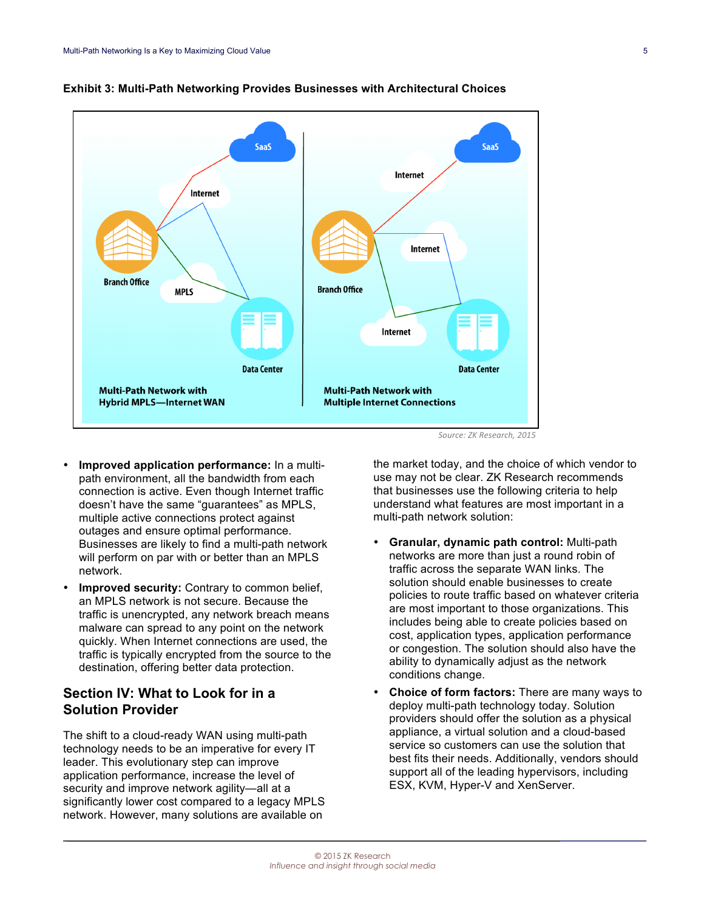**Exhibit 3: Multi-Path Networking Provides Businesses with Architectural Choices**

Multi-Path Network with Hybrid MPLS—Internet WAN

Multi-Path Network with Multiple Internet Connections

*Source: ZK Research, 2015*

- **Improved application performance:** In a multi-path environment, all the bandwidth from each connection is active. Even though Internet traffic doesn't have the same "guarantees" as MPLS, multiple active connections protect against outages and ensure optimal performance. Businesses are likely to find a multi-path network will perform on par with or better than an MPLS network.
- **Improved security:** Contrary to common belief, an MPLS network is not secure. Because the traffic is unencrypted, any network breach means malware can spread to any point on the network quickly. When Internet connections are used, the traffic is typically encrypted from the source to the destination, offering better data protection.

## Section IV: What to Look for in a Solution Provider

The shift to a cloud-ready WAN using multi-path technology needs to be an imperative for every IT leader. This evolutionary step can improve application performance, increase the level of security and improve network agility—all at a significantly lower cost compared to a legacy MPLS network. However, many solutions are available on the market today, and the choice of which vendor to use may not be clear. ZK Research recommends that businesses use the following criteria to help understand what features are most important in a multi-path network solution:

- **Granular, dynamic path control:** Multi-path networks are more than just a round robin of traffic across the separate WAN links. The solution should enable businesses to create policies to route traffic based on whatever criteria are most important to those organizations. This includes being able to create policies based on cost, application types, application performance or congestion. The solution should also have the ability to dynamically adjust as the network conditions change.
- **Choice of form factors:** There are many ways to deploy multi-path technology today. Solution providers should offer the solution as a physical appliance, a virtual solution and a cloud-based service so customers can use the solution that best fits their needs. Additionally, vendors should support all of the leading hypervisors, including ESX, KVM, Hyper-V and XenServer.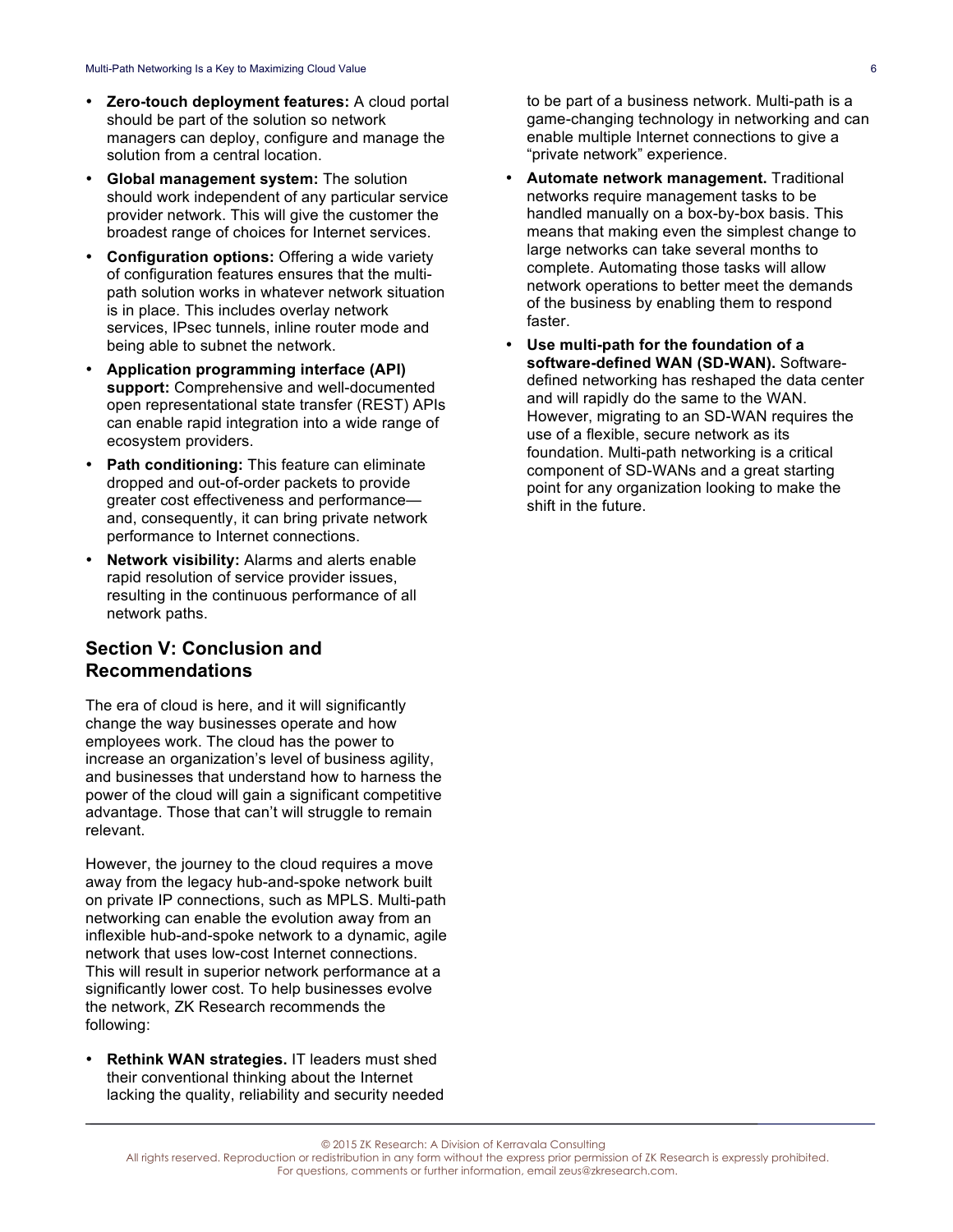- **Zero-touch deployment features:** A cloud portal should be part of the solution so network managers can deploy, configure and manage the solution from a central location.
- **Global management system:** The solution should work independent of any particular service provider network. This will give the customer the broadest range of choices for Internet services.
- **Configuration options:** Offering a wide variety of configuration features ensures that the multi-path solution works in whatever network situation is in place. This includes overlay network services, IPsec tunnels, inline router mode and being able to subnet the network.
- **Application programming interface (API) support:** Comprehensive and well-documented open representational state transfer (REST) APIs can enable rapid integration into a wide range of ecosystem providers.
- **Path conditioning:** This feature can eliminate dropped and out-of-order packets to provide greater cost effectiveness and performance—and, consequently, it can bring private network performance to Internet connections.
- **Network visibility:** Alarms and alerts enable rapid resolution of service provider issues, resulting in the continuous performance of all network paths.

## Section V: Conclusion and Recommendations

The era of cloud is here, and it will significantly change the way businesses operate and how employees work. The cloud has the power to increase an organization's level of business agility, and businesses that understand how to harness the power of the cloud will gain a significant competitive advantage. Those that can't will struggle to remain relevant.

However, the journey to the cloud requires a move away from the legacy hub-and-spoke network built on private IP connections, such as MPLS. Multi-path networking can enable the evolution away from an inflexible hub-and-spoke network to a dynamic, agile network that uses low-cost Internet connections. This will result in superior network performance at a significantly lower cost. To help businesses evolve the network, ZK Research recommends the following:

- **Rethink WAN strategies.** IT leaders must shed their conventional thinking about the Internet lacking the quality, reliability and security needed to be part of a business network. Multi-path is a game-changing technology in networking and can enable multiple Internet connections to give a "private network" experience.
- **Automate network management.** Traditional networks require management tasks to be handled manually on a box-by-box basis. This means that making even the simplest change to large networks can take several months to complete. Automating those tasks will allow network operations to better meet the demands of the business by enabling them to respond faster.
- **Use multi-path for the foundation of a software-defined WAN (SD-WAN).** Software-defined networking has reshaped the data center and will rapidly do the same to the WAN. However, migrating to an SD-WAN requires the use of a flexible, secure network as its foundation. Multi-path networking is a critical component of SD-WANs and a great starting point for any organization looking to make the shift in the future.